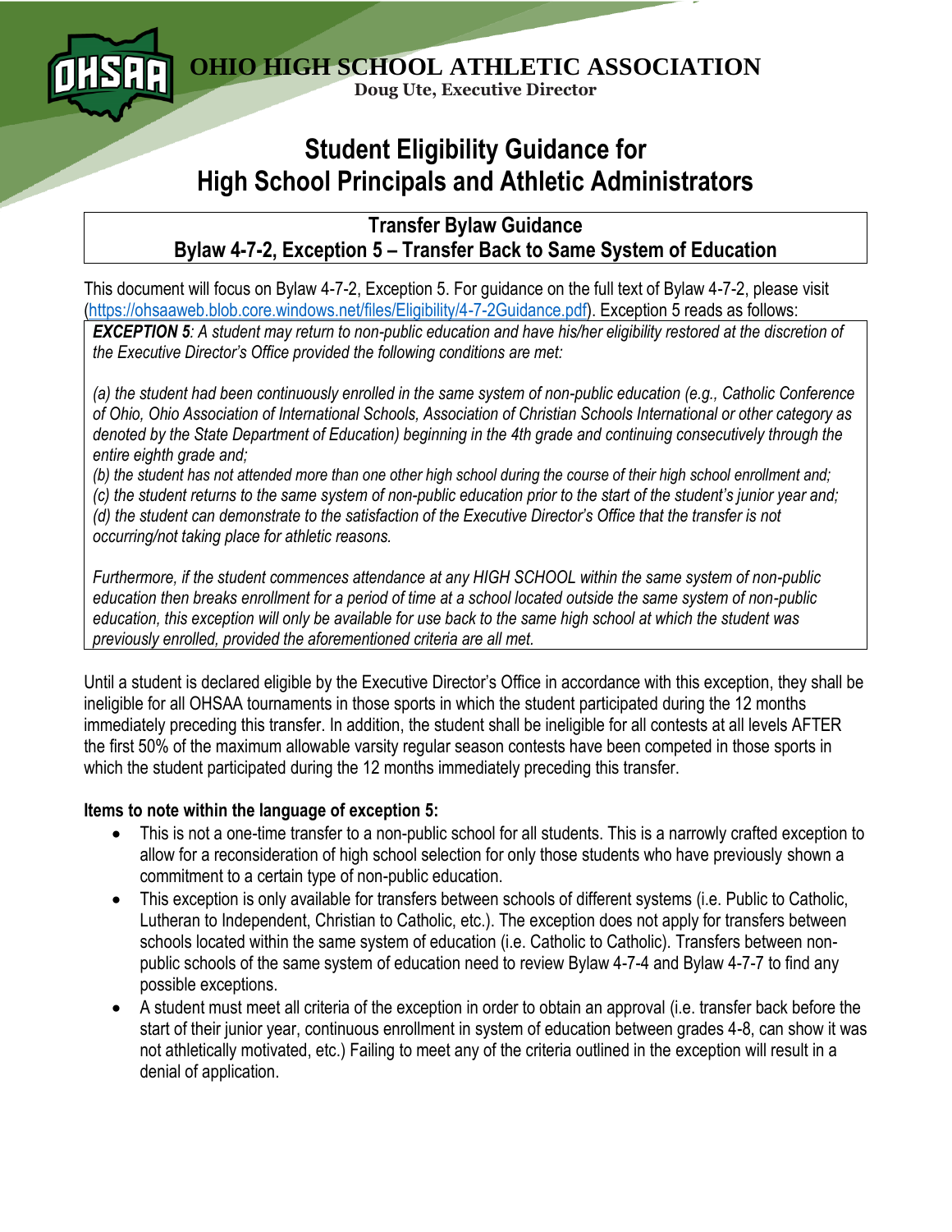# OHIO HIGH SCHOOL ATHLETIC ASSOCIATION

**Doug Ute, Executive Director**

# Student Eligibility Guidance for High School Principals and Athletic Administrators

## Transfer Bylaw Guidance
## Bylaw 4-7-2, Exception 5 – Transfer Back to Same System of Education

This document will focus on Bylaw 4-7-2, Exception 5. For guidance on the full text of Bylaw 4-7-2, please visit (https://ohsaaweb.blob.core.windows.net/files/Eligibility/4-7-2Guidance.pdf). Exception 5 reads as follows:

> ***EXCEPTION 5****: A student may return to non-public education and have his/her eligibility restored at the discretion of the Executive Director's Office provided the following conditions are met:*
>
> *(a) the student had been continuously enrolled in the same system of non-public education (e.g., Catholic Conference of Ohio, Ohio Association of International Schools, Association of Christian Schools International or other category as denoted by the State Department of Education) beginning in the 4th grade and continuing consecutively through the entire eighth grade and;*
> *(b) the student has not attended more than one other high school during the course of their high school enrollment and;*
> *(c) the student returns to the same system of non-public education prior to the start of the student's junior year and;*
> *(d) the student can demonstrate to the satisfaction of the Executive Director's Office that the transfer is not occurring/not taking place for athletic reasons.*
>
> *Furthermore, if the student commences attendance at any HIGH SCHOOL within the same system of non-public education then breaks enrollment for a period of time at a school located outside the same system of non-public education, this exception will only be available for use back to the same high school at which the student was previously enrolled, provided the aforementioned criteria are all met.*

Until a student is declared eligible by the Executive Director's Office in accordance with this exception, they shall be ineligible for all OHSAA tournaments in those sports in which the student participated during the 12 months immediately preceding this transfer. In addition, the student shall be ineligible for all contests at all levels AFTER the first 50% of the maximum allowable varsity regular season contests have been competed in those sports in which the student participated during the 12 months immediately preceding this transfer.

**Items to note within the language of exception 5:**

- This is not a one-time transfer to a non-public school for all students. This is a narrowly crafted exception to allow for a reconsideration of high school selection for only those students who have previously shown a commitment to a certain type of non-public education.
- This exception is only available for transfers between schools of different systems (i.e. Public to Catholic, Lutheran to Independent, Christian to Catholic, etc.). The exception does not apply for transfers between schools located within the same system of education (i.e. Catholic to Catholic). Transfers between non-public schools of the same system of education need to review Bylaw 4-7-4 and Bylaw 4-7-7 to find any possible exceptions.
- A student must meet all criteria of the exception in order to obtain an approval (i.e. transfer back before the start of their junior year, continuous enrollment in system of education between grades 4-8, can show it was not athletically motivated, etc.) Failing to meet any of the criteria outlined in the exception will result in a denial of application.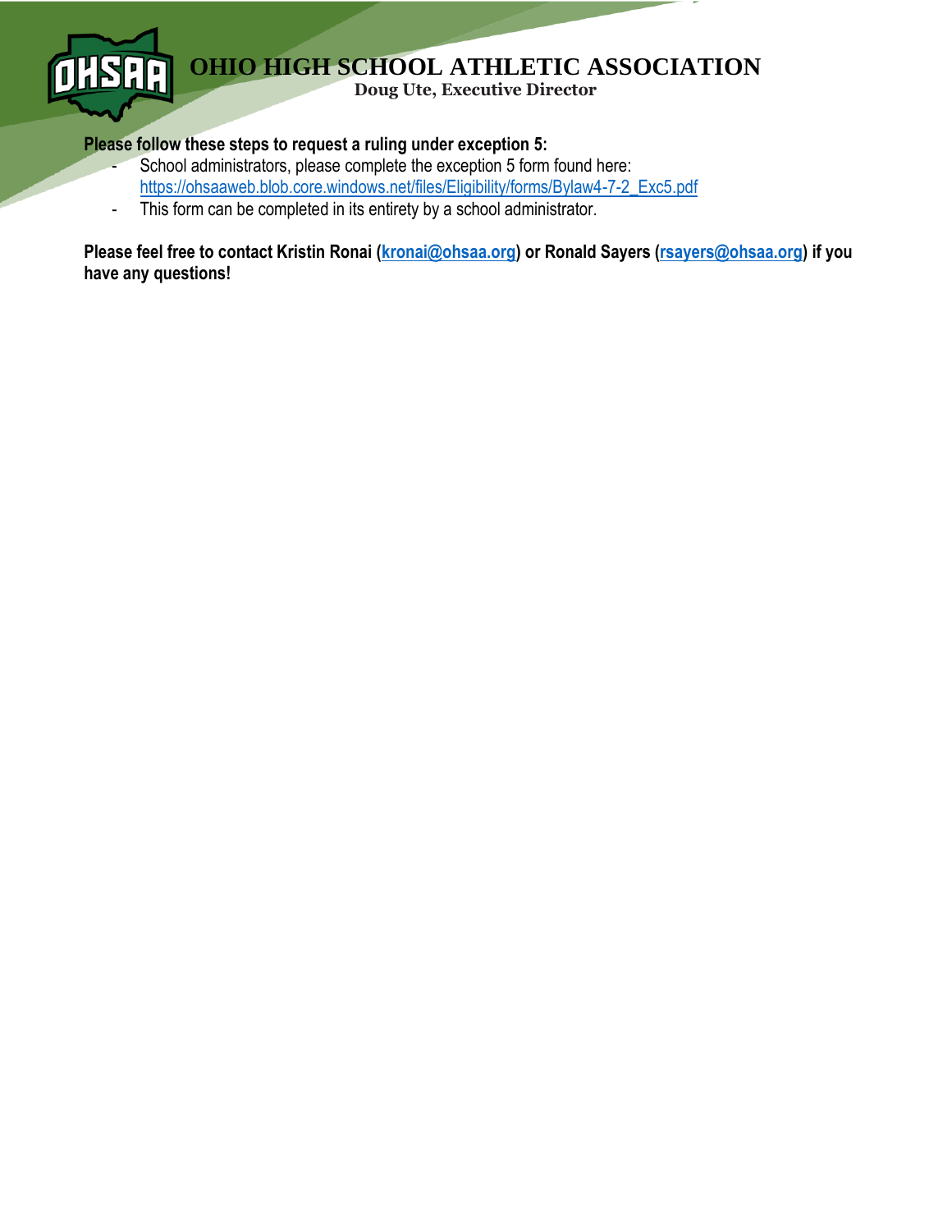# OHIO HIGH SCHOOL ATHLETIC ASSOCIATION

**Doug Ute, Executive Director**

**Please follow these steps to request a ruling under exception 5:**

- School administrators, please complete the exception 5 form found here: https://ohsaaweb.blob.core.windows.net/files/Eligibility/forms/Bylaw4-7-2_Exc5.pdf
- This form can be completed in its entirety by a school administrator.

**Please feel free to contact Kristin Ronai (kronai@ohsaa.org) or Ronald Sayers (rsayers@ohsaa.org) if you have any questions!**